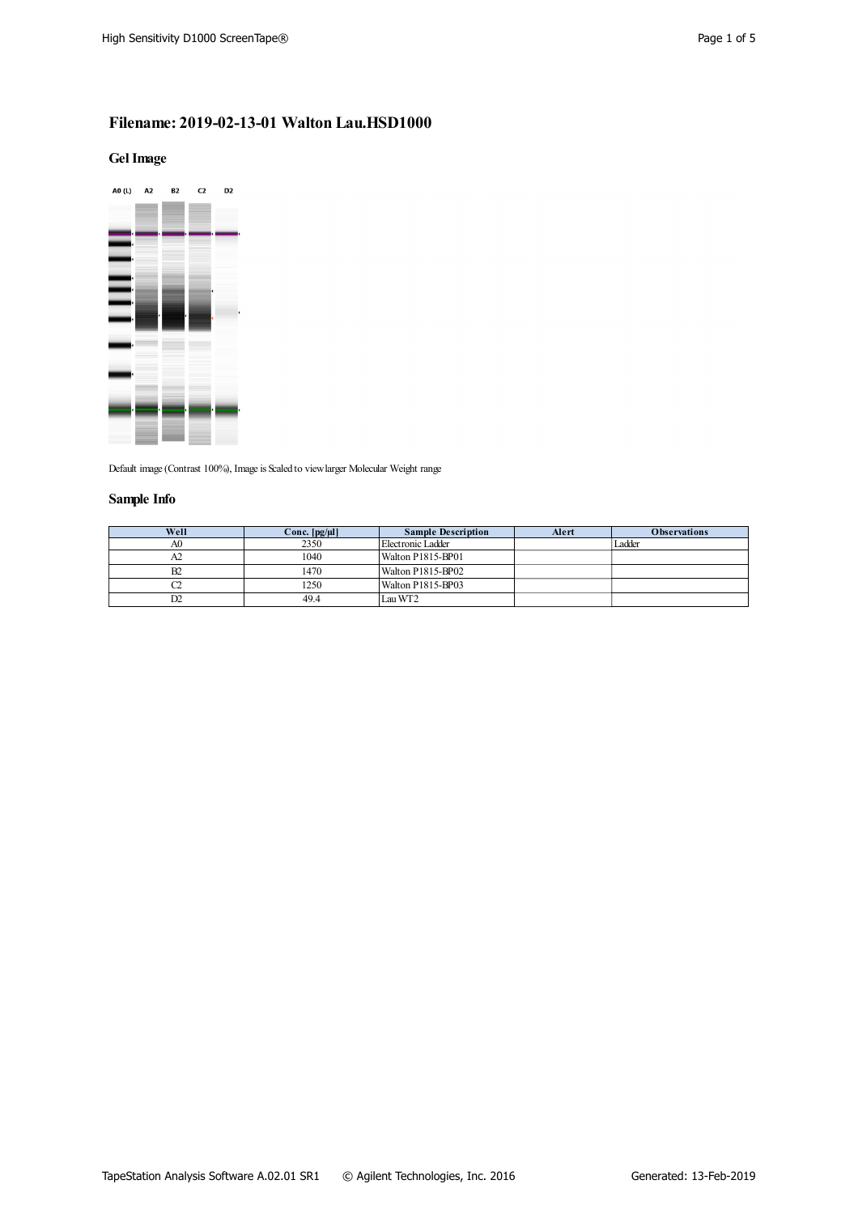# Filename: 2019-02-13-01 Walton Lau.HSD1000

## Gel Image

A0 (L) A2 B2 C2 D2

Default image (Contrast 100%), Image is Scaled to view larger Molecular Weight range

## Sample Info

| Well | Conc. [pg/µl] | Sample Description | Alert | Observations |
|---|---|---|---|---|
| A0 | 2350 | Electronic Ladder | | Ladder |
| A2 | 1040 | Walton P1815-BP01 | | |
| B2 | 1470 | Walton P1815-BP02 | | |
| C2 | 1250 | Walton P1815-BP03 | | |
| D2 | 49.4 | Lau WT2 | | |

TapeStation Analysis Software A.02.01 SR1 © Agilent Technologies, Inc. 2016 Generated: 13-Feb-2019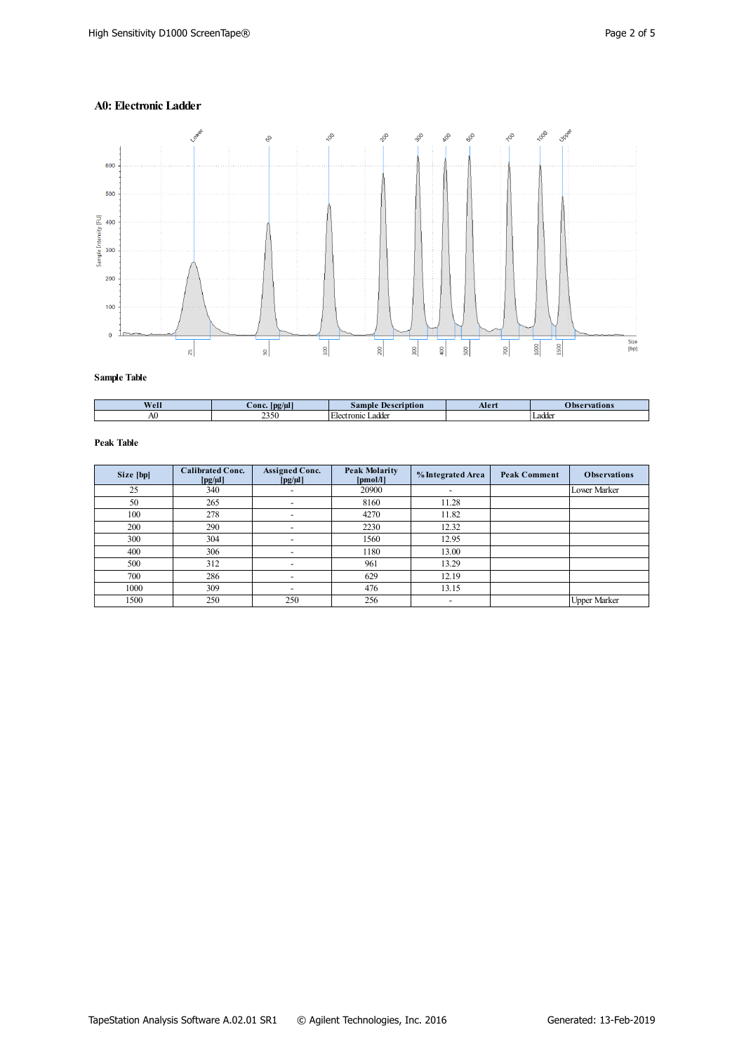## A0: Electronic Ladder

### Sample Table

| Well | Conc. [pg/µl] | Sample Description | Alert | Observations |
|---|---|---|---|---|
| A0 | 2350 | Electronic Ladder | | Ladder |

### Peak Table

| Size [bp] | Calibrated Conc. [pg/µl] | Assigned Conc. [pg/µl] | Peak Molarity [pmol/l] | % Integrated Area | Peak Comment | Observations |
|---|---|---|---|---|---|---|
| 25 | 340 | - | 20900 | - | | Lower Marker |
| 50 | 265 | - | 8160 | 11.28 | | |
| 100 | 278 | - | 4270 | 11.82 | | |
| 200 | 290 | - | 2230 | 12.32 | | |
| 300 | 304 | - | 1560 | 12.95 | | |
| 400 | 306 | - | 1180 | 13.00 | | |
| 500 | 312 | - | 961 | 13.29 | | |
| 700 | 286 | - | 629 | 12.19 | | |
| 1000 | 309 | - | 476 | 13.15 | | |
| 1500 | 250 | 250 | 256 | - | | Upper Marker |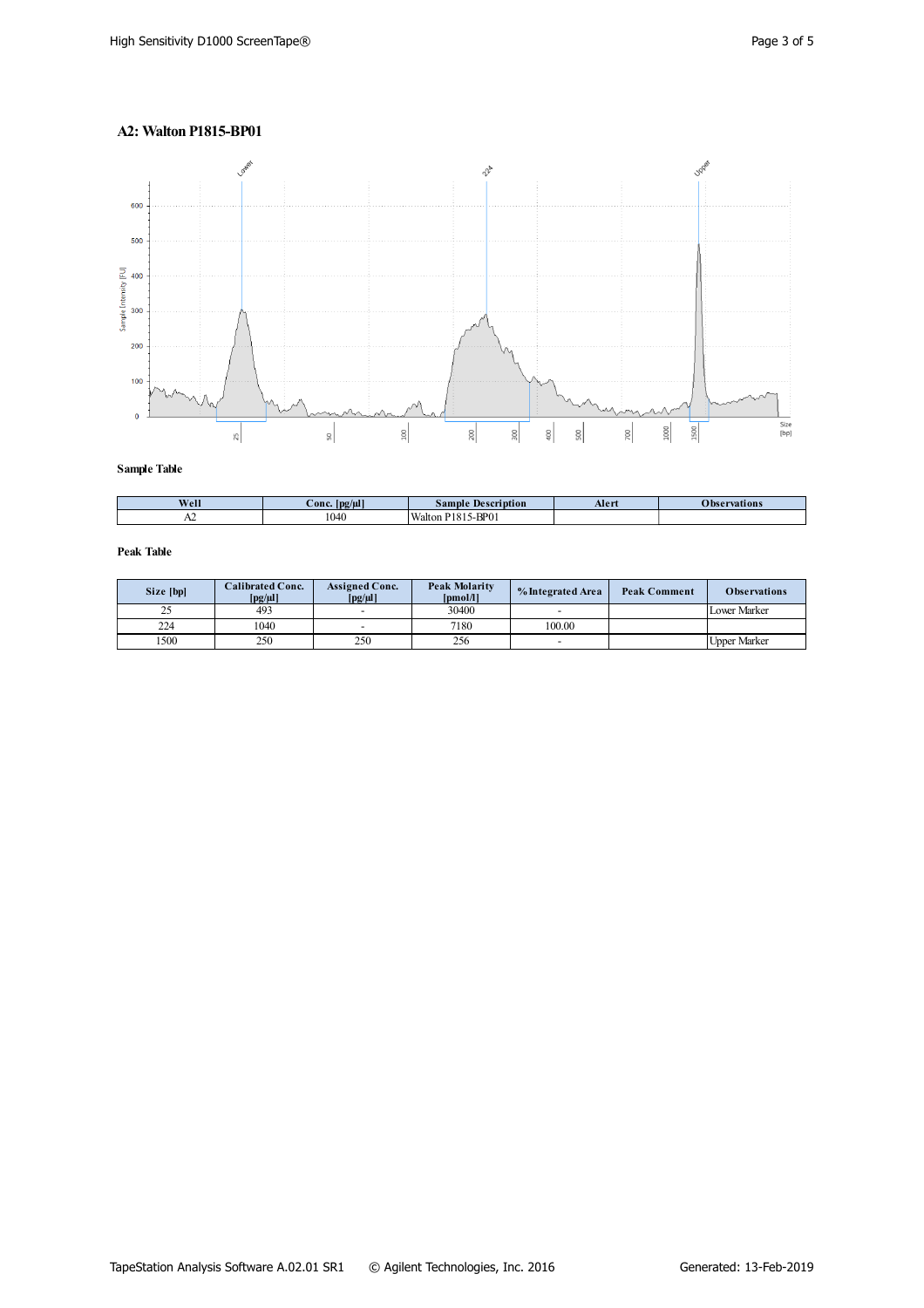## A2: Walton P1815-BP01

**Sample Table**

| Well | Conc. [pg/µl] | Sample Description | Alert | Observations |
|---|---|---|---|---|
| A2 | 1040 | Walton P1815-BP01 | | |

**Peak Table**

| Size [bp] | Calibrated Conc. [pg/µl] | Assigned Conc. [pg/µl] | Peak Molarity [pmol/l] | % Integrated Area | Peak Comment | Observations |
|---|---|---|---|---|---|---|
| 25 | 493 | - | 30400 | - | | Lower Marker |
| 224 | 1040 | - | 7180 | 100.00 | | |
| 1500 | 250 | 250 | 256 | - | | Upper Marker |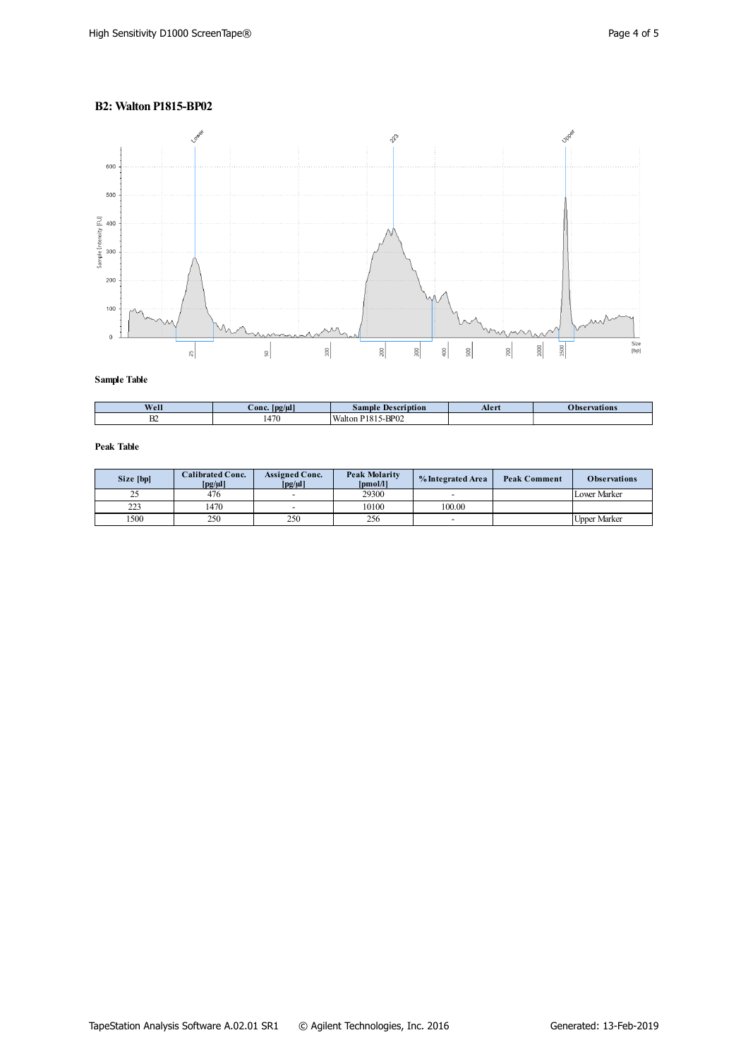## B2: Walton P1815-BP02

### Sample Table

| Well | Conc. [pg/µl] | Sample Description | Alert | Observations |
|---|---|---|---|---|
| B2 | 1470 | Walton P1815-BP02 | | |

### Peak Table

| Size [bp] | Calibrated Conc. [pg/µl] | Assigned Conc. [pg/µl] | Peak Molarity [pmol/l] | % Integrated Area | Peak Comment | Observations |
|---|---|---|---|---|---|---|
| 25 | 476 | - | 29300 | - | | Lower Marker |
| 223 | 1470 | - | 10100 | 100.00 | | |
| 1500 | 250 | 250 | 256 | - | | Upper Marker |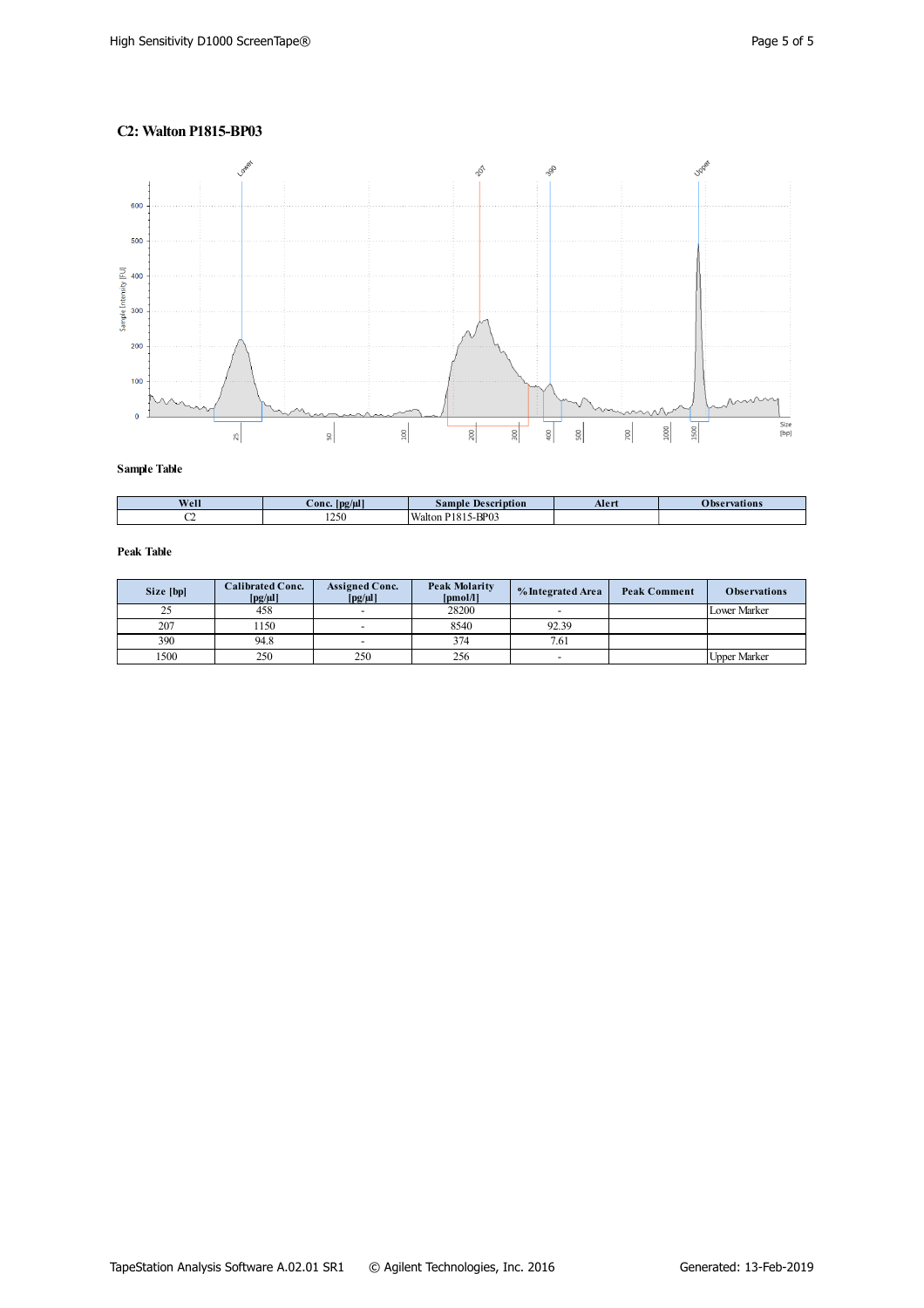## C2: Walton P1815-BP03

Lower
207
390
Upper

600
500
400
300
200
100
0

Sample Intensity [FU]

25
50
100
200
300
400
500
700
1000
1500
Size [bp]

### Sample Table

| Well | Conc. [pg/µl] | Sample Description | Alert | Observations |
| --- | --- | --- | --- | --- |
| C2 | 1250 | Walton P1815-BP03 | | |

### Peak Table

| Size [bp] | Calibrated Conc. [pg/µl] | Assigned Conc. [pg/µl] | Peak Molarity [pmol/l] | % Integrated Area | Peak Comment | Observations |
| --- | --- | --- | --- | --- | --- | --- |
| 25 | 458 | - | 28200 | - | | Lower Marker |
| 207 | 1150 | - | 8540 | 92.39 | | |
| 390 | 94.8 | - | 374 | 7.61 | | |
| 1500 | 250 | 250 | 256 | - | | Upper Marker |